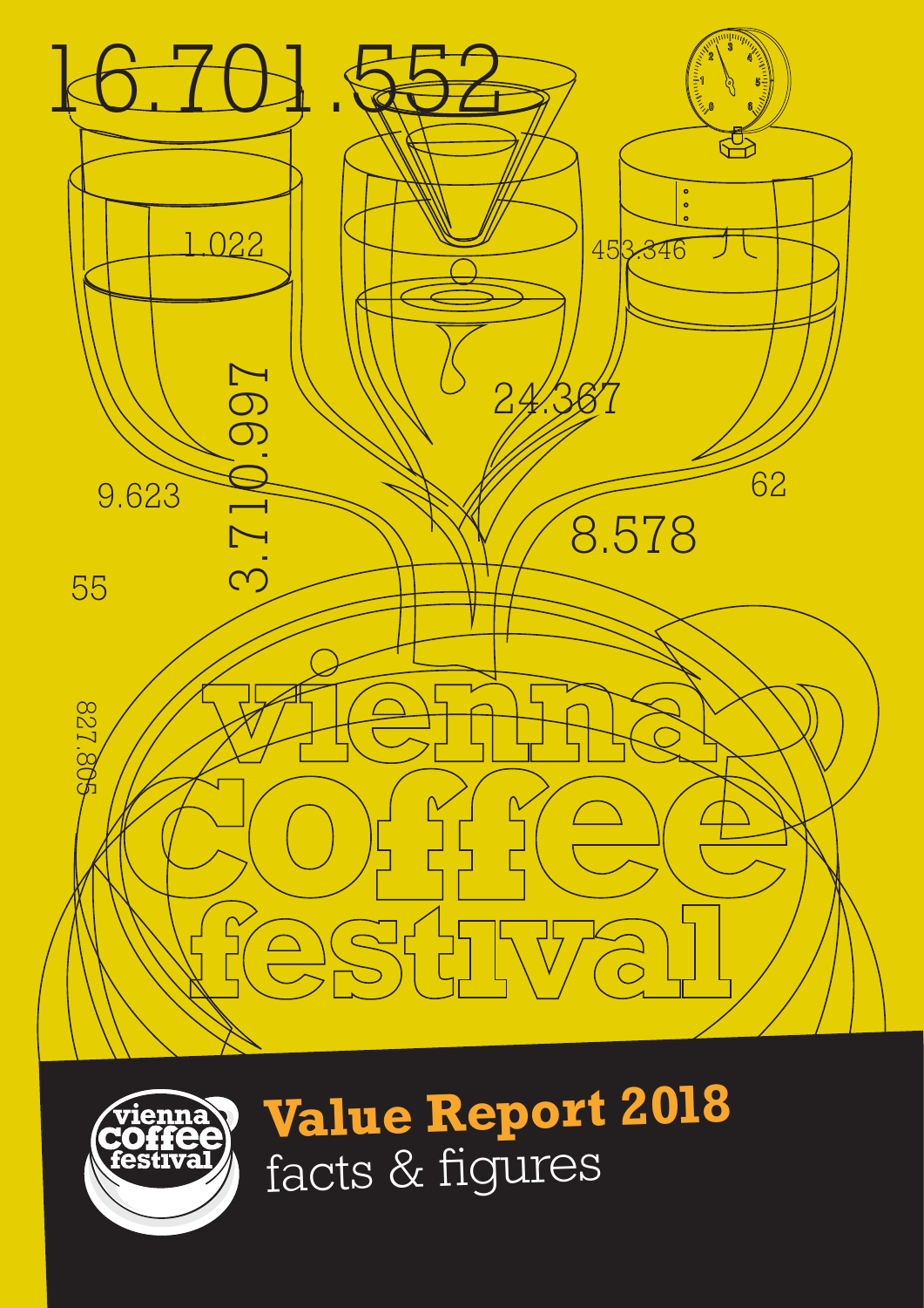16.701.552

1.022

453.346

3.710.997

24.367

9.623

62

8.578

55

827.805

vienna coffee festival

# Value Report 2018

facts & figures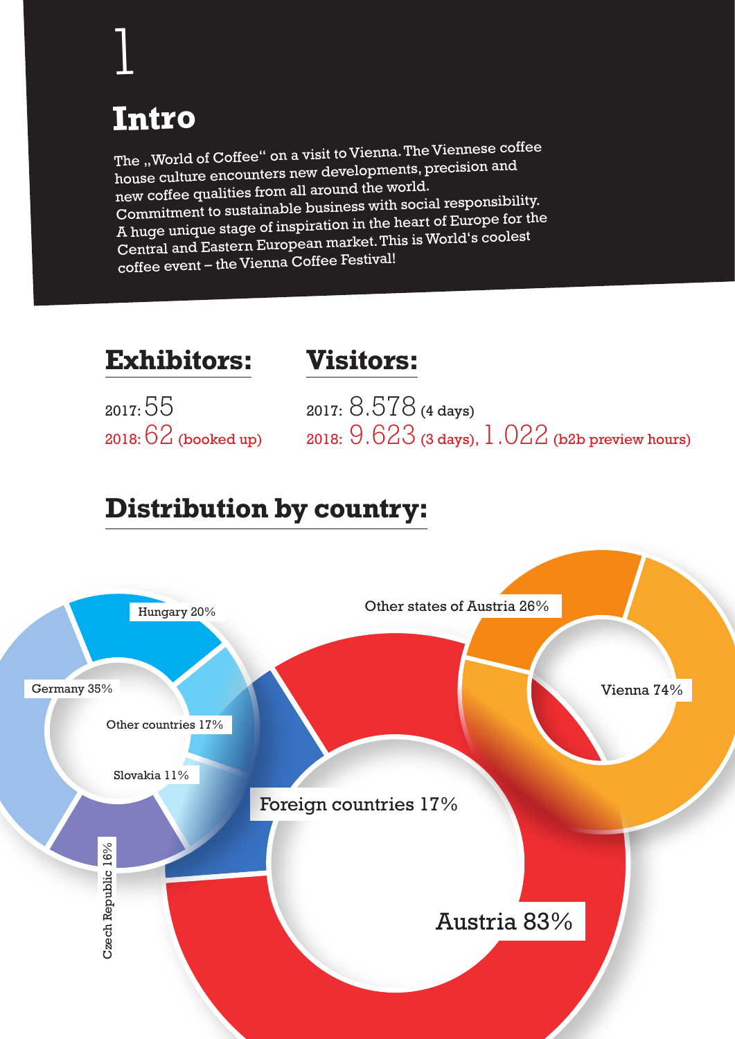# 1

## Intro

The „World of Coffee" on a visit to Vienna. The Viennese coffee house culture encounters new developments, precision and new coffee qualities from all around the world.
Commitment to sustainable business with social responsibility.
A huge unique stage of inspiration in the heart of Europe for the Central and Eastern European market. This is World's coolest coffee event – the Vienna Coffee Festival!

## Exhibitors:

2017: 55
2018: 62 (booked up)

## Visitors:

2017: 8.578 (4 days)
2018: 9.623 (3 days), 1.022 (b2b preview hours)

## Distribution by country:

Austria 83%
Foreign countries 17%

Vienna 74%
Other states of Austria 26%

Germany 35%
Hungary 20%
Other countries 17%
Slovakia 11%
Czech Republic 16%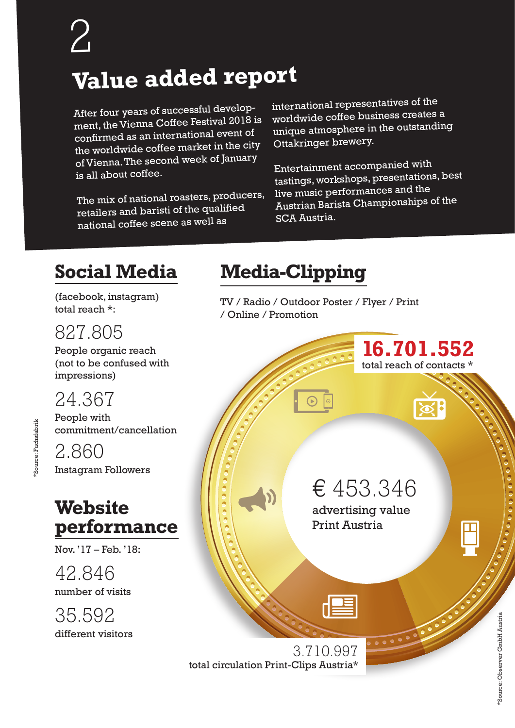# 2

# Value added report

After four years of successful development, the Vienna Coffee Festival 2018 is confirmed as an international event of the worldwide coffee market in the city of Vienna. The second week of January is all about coffee.

The mix of national roasters, producers, retailers and baristi of the qualified national coffee scene as well as international representatives of the worldwide coffee business creates a unique atmosphere in the outstanding Ottakringer brewery.

Entertainment accompanied with tastings, workshops, presentations, best live music performances and the Austrian Barista Championships of the SCA Austria.

## Social Media

(facebook, instagram) total reach *:

827.805

People organic reach (not to be confused with impressions)

24.367

People with commitment/cancellation

2.860

Instagram Followers

*Source: Fuchsfabrik

## Website performance

Nov. '17 – Feb. '18:

42.846

number of visits

35.592

different visitors

## Media-Clipping

TV / Radio / Outdoor Poster / Flyer / Print / Online / Promotion

**16.701.552**

total reach of contacts *

€ 453.346

advertising value Print Austria

3.710.997

total circulation Print-Clips Austria*

*Source: Observer GmbH Austria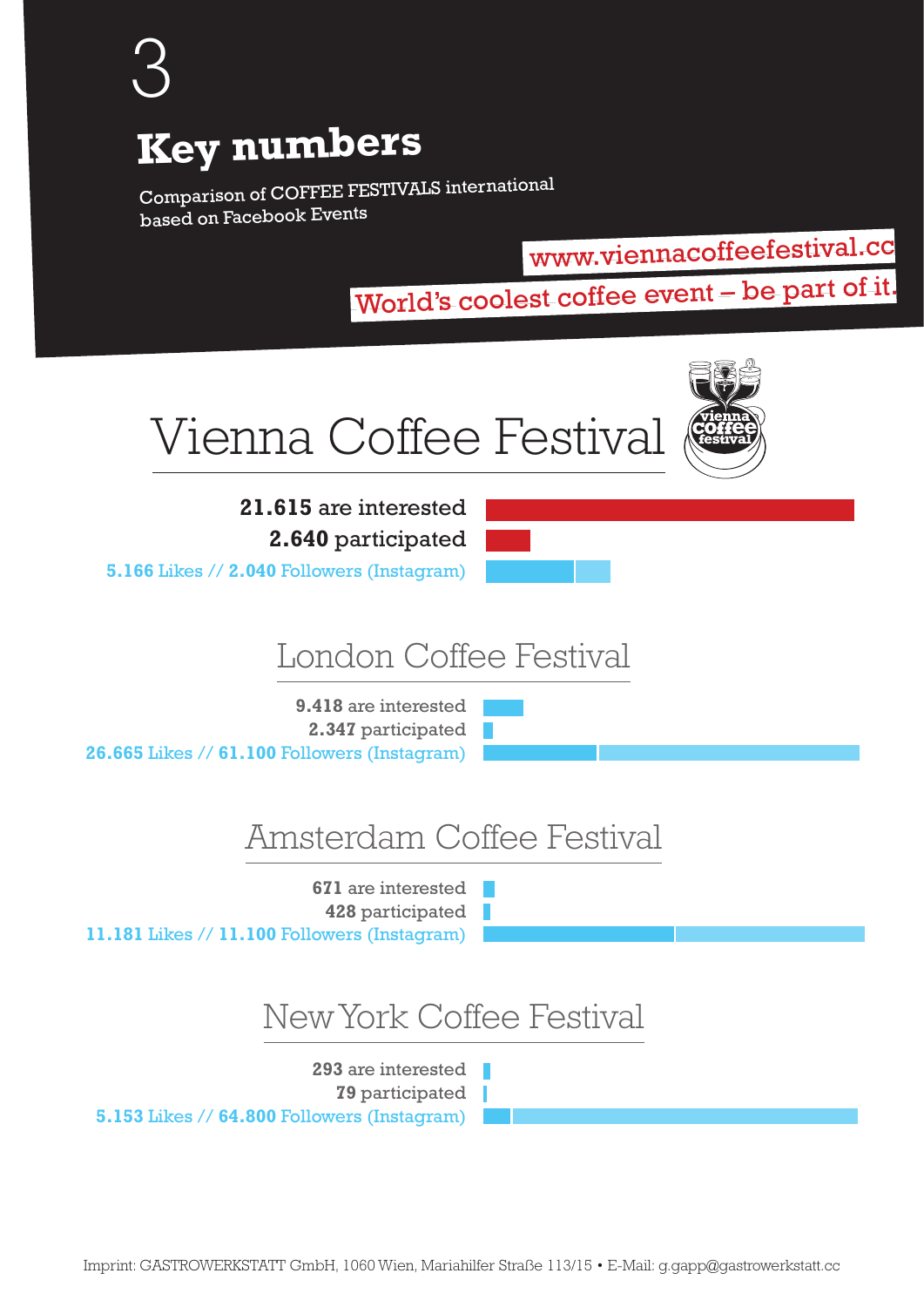# 3

## Key numbers

Comparison of COFFEE FESTIVALS international based on Facebook Events

www.viennacoffeefestival.cc

World's coolest coffee event – be part of it.

## Vienna Coffee Festival

**21.615** are interested

**2.640** participated

**5.166** Likes // **2.040** Followers (Instagram)

## London Coffee Festival

**9.418** are interested

**2.347** participated

**26.665** Likes // **61.100** Followers (Instagram)

## Amsterdam Coffee Festival

**671** are interested

**428** participated

**11.181** Likes // **11.100** Followers (Instagram)

## New York Coffee Festival

**293** are interested

**79** participated

**5.153** Likes // **64.800** Followers (Instagram)

Imprint: GASTROWERKSTATT GmbH, 1060 Wien, Mariahilfer Straße 113/15 • E-Mail: g.gapp@gastrowerkstatt.cc